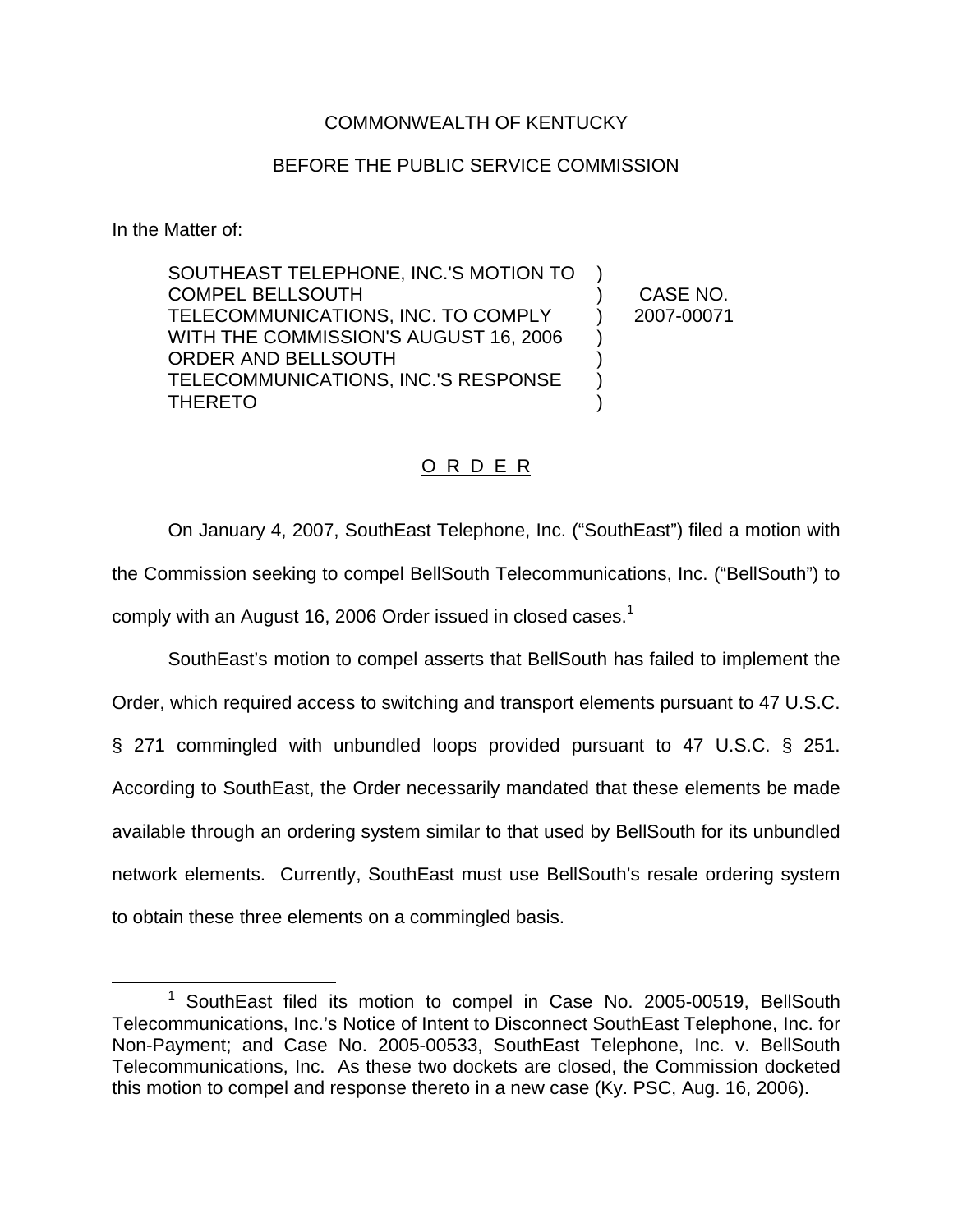COMMONWEALTH OF KENTUCKY

BEFORE THE PUBLIC SERVICE COMMISSION

In the Matter of:

| | | |
|---|---|---|
| SOUTHEAST TELEPHONE, INC.'S MOTION TO COMPEL BELLSOUTH TELECOMMUNICATIONS, INC. TO COMPLY WITH THE COMMISSION'S AUGUST 16, 2006 ORDER AND BELLSOUTH TELECOMMUNICATIONS, INC.'S RESPONSE THERETO | ) | CASE NO. 2007-00071 |

## O R D E R

On January 4, 2007, SouthEast Telephone, Inc. ("SouthEast") filed a motion with the Commission seeking to compel BellSouth Telecommunications, Inc. ("BellSouth") to comply with an August 16, 2006 Order issued in closed cases.[1]

SouthEast's motion to compel asserts that BellSouth has failed to implement the Order, which required access to switching and transport elements pursuant to 47 U.S.C. § 271 commingled with unbundled loops provided pursuant to 47 U.S.C. § 251. According to SouthEast, the Order necessarily mandated that these elements be made available through an ordering system similar to that used by BellSouth for its unbundled network elements. Currently, SouthEast must use BellSouth's resale ordering system to obtain these three elements on a commingled basis.

---

[1] SouthEast filed its motion to compel in Case No. 2005-00519, BellSouth Telecommunications, Inc.'s Notice of Intent to Disconnect SouthEast Telephone, Inc. for Non-Payment; and Case No. 2005-00533, SouthEast Telephone, Inc. v. BellSouth Telecommunications, Inc. As these two dockets are closed, the Commission docketed this motion to compel and response thereto in a new case (Ky. PSC, Aug. 16, 2006).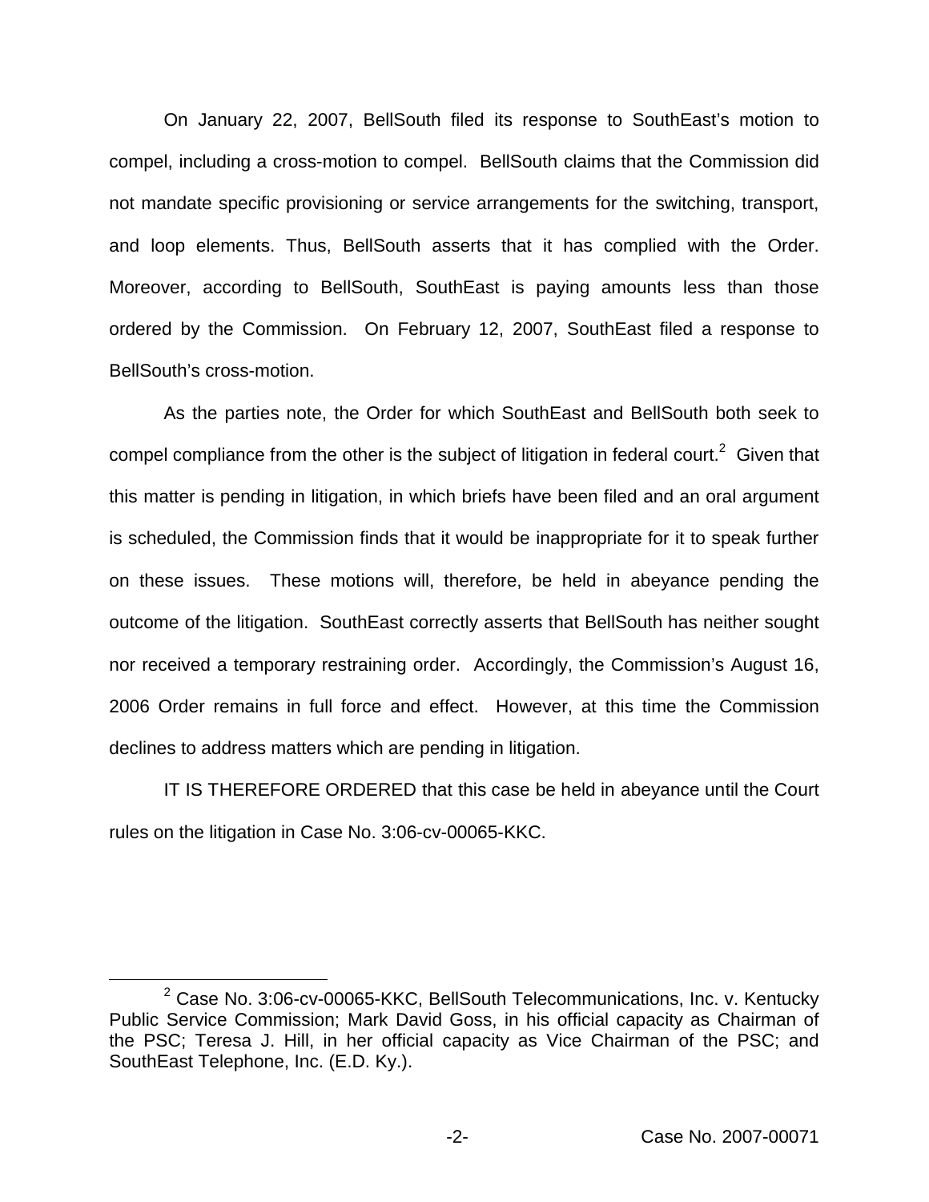On January 22, 2007, BellSouth filed its response to SouthEast's motion to compel, including a cross-motion to compel. BellSouth claims that the Commission did not mandate specific provisioning or service arrangements for the switching, transport, and loop elements. Thus, BellSouth asserts that it has complied with the Order. Moreover, according to BellSouth, SouthEast is paying amounts less than those ordered by the Commission. On February 12, 2007, SouthEast filed a response to BellSouth's cross-motion.

As the parties note, the Order for which SouthEast and BellSouth both seek to compel compliance from the other is the subject of litigation in federal court.[2] Given that this matter is pending in litigation, in which briefs have been filed and an oral argument is scheduled, the Commission finds that it would be inappropriate for it to speak further on these issues. These motions will, therefore, be held in abeyance pending the outcome of the litigation. SouthEast correctly asserts that BellSouth has neither sought nor received a temporary restraining order. Accordingly, the Commission's August 16, 2006 Order remains in full force and effect. However, at this time the Commission declines to address matters which are pending in litigation.

IT IS THEREFORE ORDERED that this case be held in abeyance until the Court rules on the litigation in Case No. 3:06-cv-00065-KKC.

[2] Case No. 3:06-cv-00065-KKC, BellSouth Telecommunications, Inc. v. Kentucky Public Service Commission; Mark David Goss, in his official capacity as Chairman of the PSC; Teresa J. Hill, in her official capacity as Vice Chairman of the PSC; and SouthEast Telephone, Inc. (E.D. Ky.).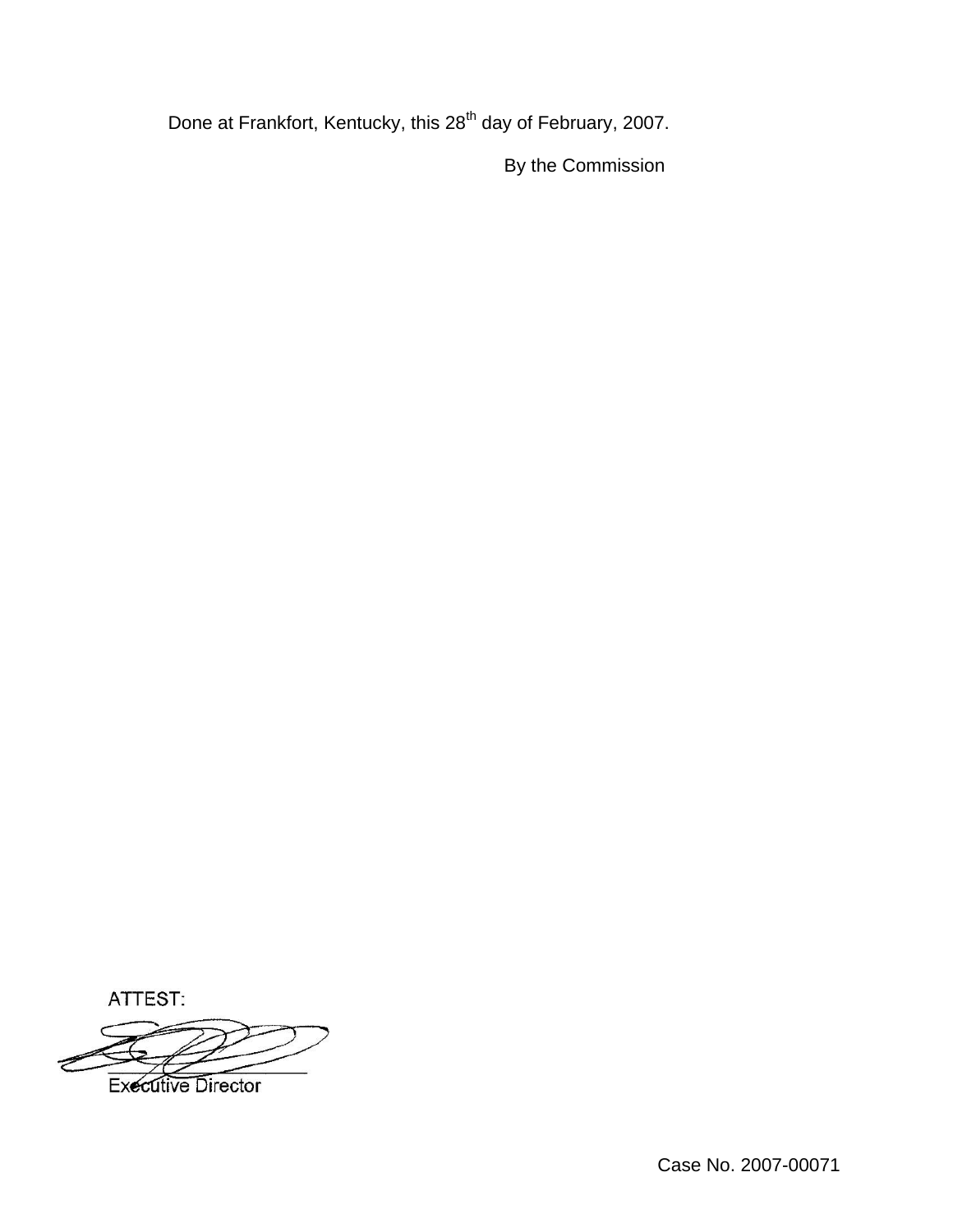Done at Frankfort, Kentucky, this 28th day of February, 2007.

By the Commission

ATTEST:

Executive Director

Case No. 2007-00071